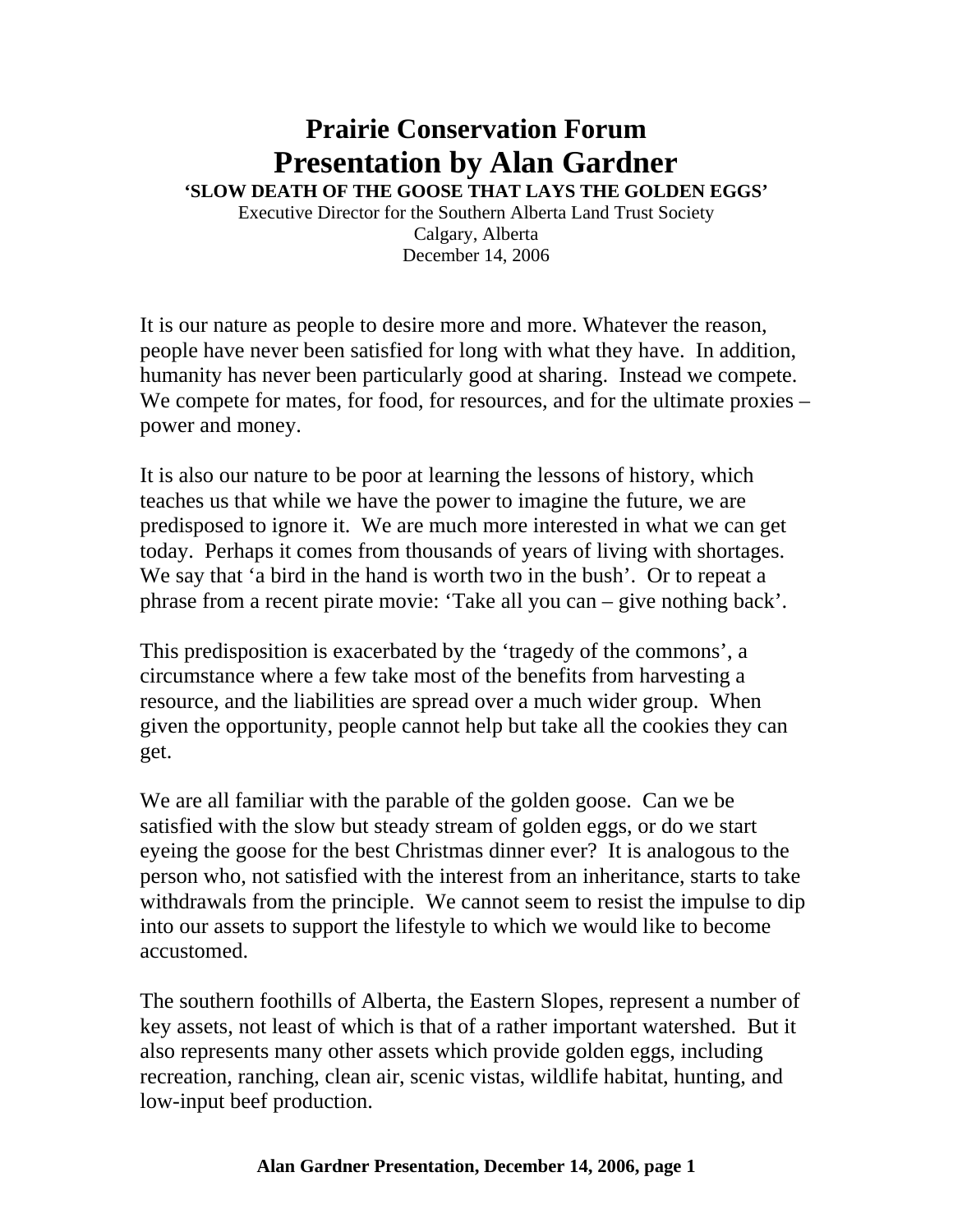# Prairie Conservation Forum
# Presentation by Alan Gardner

**'SLOW DEATH OF THE GOOSE THAT LAYS THE GOLDEN EGGS'**

Executive Director for the Southern Alberta Land Trust Society
Calgary, Alberta
December 14, 2006

It is our nature as people to desire more and more. Whatever the reason, people have never been satisfied for long with what they have. In addition, humanity has never been particularly good at sharing. Instead we compete. We compete for mates, for food, for resources, and for the ultimate proxies – power and money.

It is also our nature to be poor at learning the lessons of history, which teaches us that while we have the power to imagine the future, we are predisposed to ignore it. We are much more interested in what we can get today. Perhaps it comes from thousands of years of living with shortages. We say that 'a bird in the hand is worth two in the bush'. Or to repeat a phrase from a recent pirate movie: 'Take all you can – give nothing back'.

This predisposition is exacerbated by the 'tragedy of the commons', a circumstance where a few take most of the benefits from harvesting a resource, and the liabilities are spread over a much wider group. When given the opportunity, people cannot help but take all the cookies they can get.

We are all familiar with the parable of the golden goose. Can we be satisfied with the slow but steady stream of golden eggs, or do we start eyeing the goose for the best Christmas dinner ever? It is analogous to the person who, not satisfied with the interest from an inheritance, starts to take withdrawals from the principle. We cannot seem to resist the impulse to dip into our assets to support the lifestyle to which we would like to become accustomed.

The southern foothills of Alberta, the Eastern Slopes, represent a number of key assets, not least of which is that of a rather important watershed. But it also represents many other assets which provide golden eggs, including recreation, ranching, clean air, scenic vistas, wildlife habitat, hunting, and low-input beef production.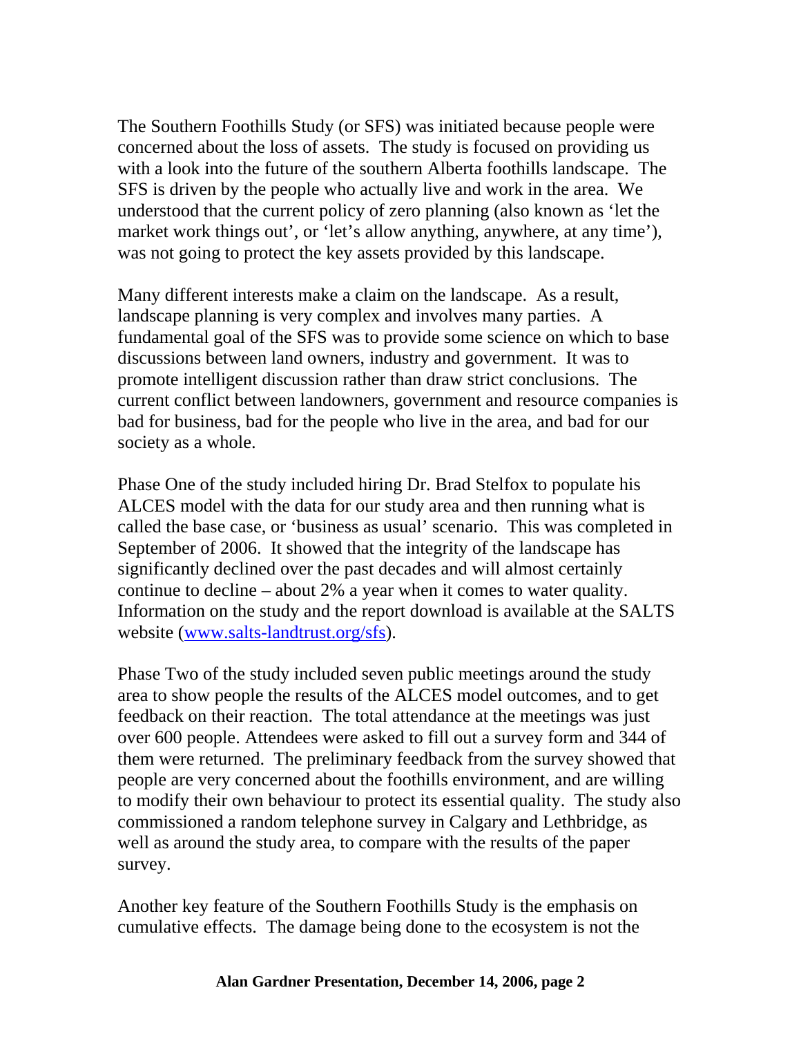The Southern Foothills Study (or SFS) was initiated because people were concerned about the loss of assets. The study is focused on providing us with a look into the future of the southern Alberta foothills landscape. The SFS is driven by the people who actually live and work in the area. We understood that the current policy of zero planning (also known as 'let the market work things out', or 'let's allow anything, anywhere, at any time'), was not going to protect the key assets provided by this landscape.

Many different interests make a claim on the landscape. As a result, landscape planning is very complex and involves many parties. A fundamental goal of the SFS was to provide some science on which to base discussions between land owners, industry and government. It was to promote intelligent discussion rather than draw strict conclusions. The current conflict between landowners, government and resource companies is bad for business, bad for the people who live in the area, and bad for our society as a whole.

Phase One of the study included hiring Dr. Brad Stelfox to populate his ALCES model with the data for our study area and then running what is called the base case, or 'business as usual' scenario. This was completed in September of 2006. It showed that the integrity of the landscape has significantly declined over the past decades and will almost certainly continue to decline – about 2% a year when it comes to water quality. Information on the study and the report download is available at the SALTS website ([www.salts-landtrust.org/sfs](www.salts-landtrust.org/sfs)).

Phase Two of the study included seven public meetings around the study area to show people the results of the ALCES model outcomes, and to get feedback on their reaction. The total attendance at the meetings was just over 600 people. Attendees were asked to fill out a survey form and 344 of them were returned. The preliminary feedback from the survey showed that people are very concerned about the foothills environment, and are willing to modify their own behaviour to protect its essential quality. The study also commissioned a random telephone survey in Calgary and Lethbridge, as well as around the study area, to compare with the results of the paper survey.

Another key feature of the Southern Foothills Study is the emphasis on cumulative effects. The damage being done to the ecosystem is not the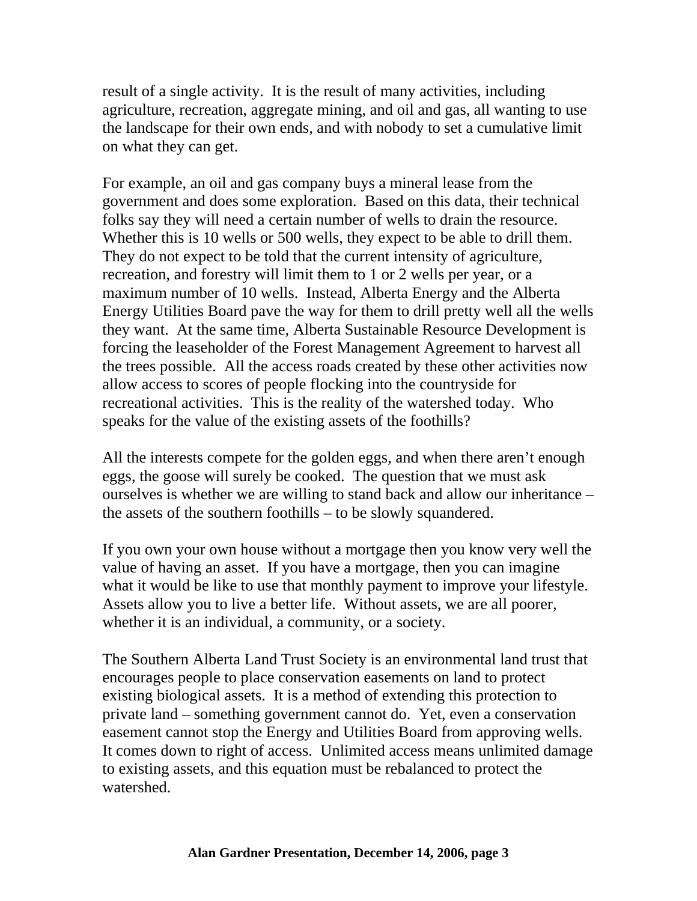result of a single activity. It is the result of many activities, including agriculture, recreation, aggregate mining, and oil and gas, all wanting to use the landscape for their own ends, and with nobody to set a cumulative limit on what they can get.

For example, an oil and gas company buys a mineral lease from the government and does some exploration. Based on this data, their technical folks say they will need a certain number of wells to drain the resource. Whether this is 10 wells or 500 wells, they expect to be able to drill them. They do not expect to be told that the current intensity of agriculture, recreation, and forestry will limit them to 1 or 2 wells per year, or a maximum number of 10 wells. Instead, Alberta Energy and the Alberta Energy Utilities Board pave the way for them to drill pretty well all the wells they want. At the same time, Alberta Sustainable Resource Development is forcing the leaseholder of the Forest Management Agreement to harvest all the trees possible. All the access roads created by these other activities now allow access to scores of people flocking into the countryside for recreational activities. This is the reality of the watershed today. Who speaks for the value of the existing assets of the foothills?

All the interests compete for the golden eggs, and when there aren't enough eggs, the goose will surely be cooked. The question that we must ask ourselves is whether we are willing to stand back and allow our inheritance – the assets of the southern foothills – to be slowly squandered.

If you own your own house without a mortgage then you know very well the value of having an asset. If you have a mortgage, then you can imagine what it would be like to use that monthly payment to improve your lifestyle. Assets allow you to live a better life. Without assets, we are all poorer, whether it is an individual, a community, or a society.

The Southern Alberta Land Trust Society is an environmental land trust that encourages people to place conservation easements on land to protect existing biological assets. It is a method of extending this protection to private land – something government cannot do. Yet, even a conservation easement cannot stop the Energy and Utilities Board from approving wells. It comes down to right of access. Unlimited access means unlimited damage to existing assets, and this equation must be rebalanced to protect the watershed.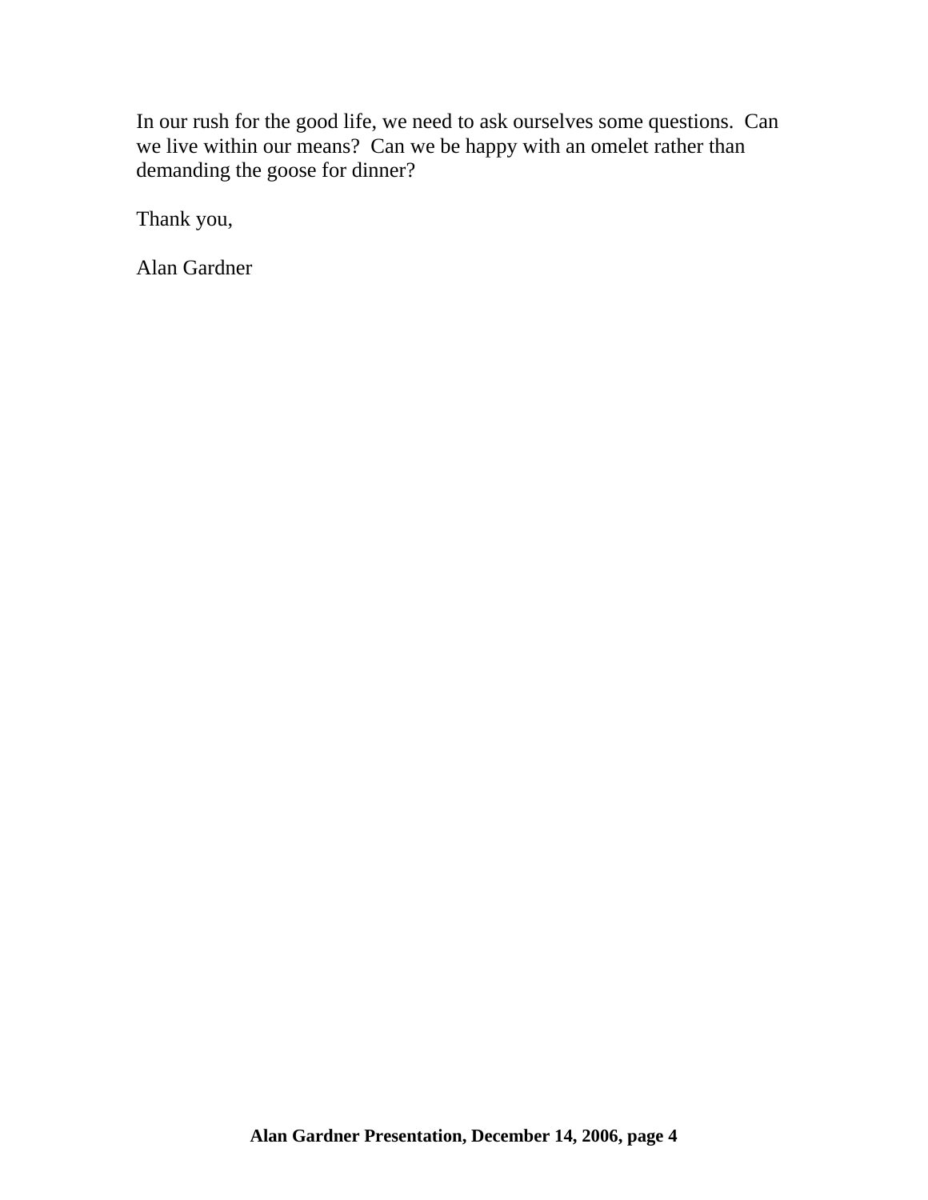In our rush for the good life, we need to ask ourselves some questions. Can we live within our means? Can we be happy with an omelet rather than demanding the goose for dinner?

Thank you,

Alan Gardner